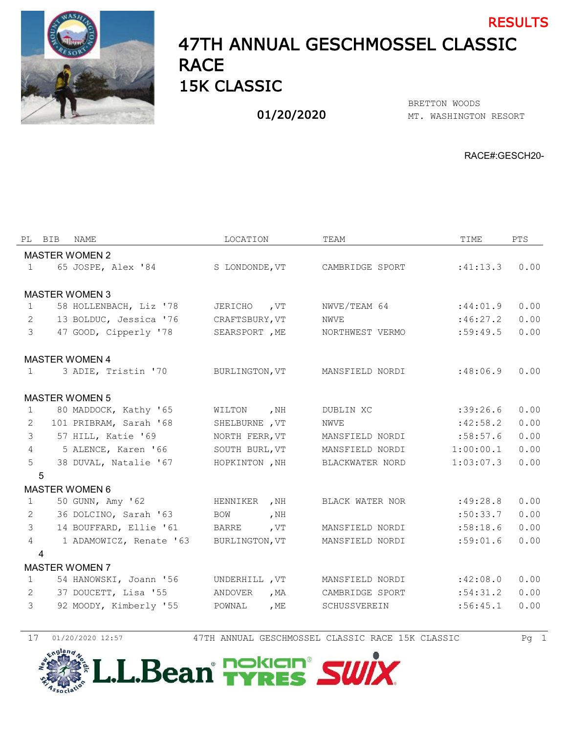RESULTS

# 47TH ANNUAL GESCHMOSSEL CLASSIC RACE

## 15K CLASSIC

01/20/2020

BRETTON WOODS
MT. WASHINGTON RESORT

RACE#:GESCH20-

| PL | BIB | NAME | LOCATION | TEAM | TIME | PTS |
|---|---|---|---|---|---|---|
| **MASTER WOMEN 2** | | | | | | |
| 1 | 65 | JOSPE, Alex '84 | S LONDONDE,VT | CAMBRIDGE SPORT | :41:13.3 | 0.00 |
| **MASTER WOMEN 3** | | | | | | |
| 1 | 58 | HOLLENBACH, Liz '78 | JERICHO ,VT | NWVE/TEAM 64 | :44:01.9 | 0.00 |
| 2 | 13 | BOLDUC, Jessica '76 | CRAFTSBURY,VT | NWVE | :46:27.2 | 0.00 |
| 3 | 47 | GOOD, Cipperly '78 | SEARSPORT ,ME | NORTHWEST VERMO | :59:49.5 | 0.00 |
| **MASTER WOMEN 4** | | | | | | |
| 1 | 3 | ADIE, Tristin '70 | BURLINGTON,VT | MANSFIELD NORDI | :48:06.9 | 0.00 |
| **MASTER WOMEN 5** | | | | | | |
| 1 | 80 | MADDOCK, Kathy '65 | WILTON ,NH | DUBLIN XC | :39:26.6 | 0.00 |
| 2 | 101 | PRIBRAM, Sarah '68 | SHELBURNE ,VT | NWVE | :42:58.2 | 0.00 |
| 3 | 57 | HILL, Katie '69 | NORTH FERR,VT | MANSFIELD NORDI | :58:57.6 | 0.00 |
| 4 | 5 | ALENCE, Karen '66 | SOUTH BURL,VT | MANSFIELD NORDI | 1:00:00.1 | 0.00 |
| 5 | 38 | DUVAL, Natalie '67 | HOPKINTON ,NH | BLACKWATER NORD | 1:03:07.3 | 0.00 |
| 5 | | | | | | |
| **MASTER WOMEN 6** | | | | | | |
| 1 | 50 | GUNN, Amy '62 | HENNIKER ,NH | BLACK WATER NOR | :49:28.8 | 0.00 |
| 2 | 36 | DOLCINO, Sarah '63 | BOW ,NH | | :50:33.7 | 0.00 |
| 3 | 14 | BOUFFARD, Ellie '61 | BARRE ,VT | MANSFIELD NORDI | :58:18.6 | 0.00 |
| 4 | 1 | ADAMOWICZ, Renate '63 | BURLINGTON,VT | MANSFIELD NORDI | :59:01.6 | 0.00 |
| 4 | | | | | | |
| **MASTER WOMEN 7** | | | | | | |
| 1 | 54 | HANOWSKI, Joann '56 | UNDERHILL ,VT | MANSFIELD NORDI | :42:08.0 | 0.00 |
| 2 | 37 | DOUCETT, Lisa '55 | ANDOVER ,MA | CAMBRIDGE SPORT | :54:31.2 | 0.00 |
| 3 | 92 | MOODY, Kimberly '55 | POWNAL ,ME | SCHUSSVEREIN | :56:45.1 | 0.00 |

17 01/20/2020 12:57 47TH ANNUAL GESCHMOSSEL CLASSIC RACE 15K CLASSIC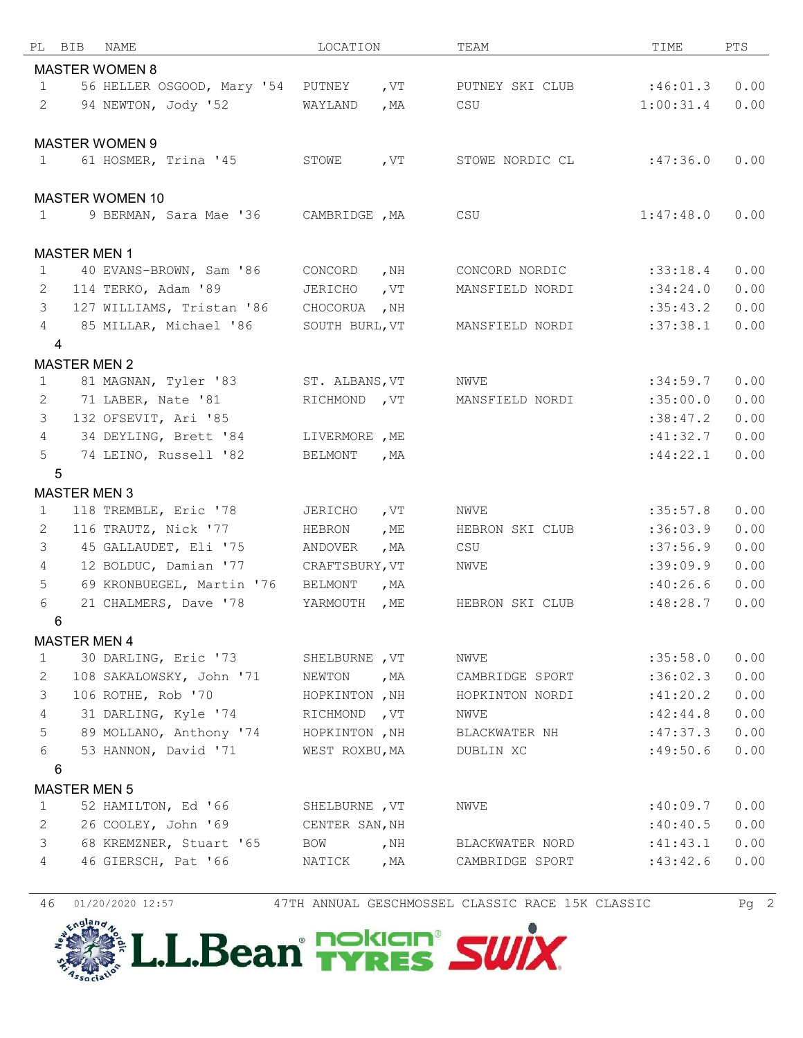| PL | BIB | NAME | LOCATION | TEAM | TIME | PTS |
|---|---|---|---|---|---|---|
| **MASTER WOMEN 8** | | | | | | |
| 1 | 56 | HELLER OSGOOD, Mary '54 | PUTNEY , VT | PUTNEY SKI CLUB | :46:01.3 | 0.00 |
| 2 | 94 | NEWTON, Jody '52 | WAYLAND , MA | CSU | 1:00:31.4 | 0.00 |
| **MASTER WOMEN 9** | | | | | | |
| 1 | 61 | HOSMER, Trina '45 | STOWE , VT | STOWE NORDIC CL | :47:36.0 | 0.00 |
| **MASTER WOMEN 10** | | | | | | |
| 1 | 9 | BERMAN, Sara Mae '36 | CAMBRIDGE , MA | CSU | 1:47:48.0 | 0.00 |
| **MASTER MEN 1** | | | | | | |
| 1 | 40 | EVANS-BROWN, Sam '86 | CONCORD , NH | CONCORD NORDIC | :33:18.4 | 0.00 |
| 2 | 114 | TERKO, Adam '89 | JERICHO , VT | MANSFIELD NORDI | :34:24.0 | 0.00 |
| 3 | 127 | WILLIAMS, Tristan '86 | CHOCORUA , NH | | :35:43.2 | 0.00 |
| 4 | 85 | MILLAR, Michael '86 | SOUTH BURL, VT | MANSFIELD NORDI | :37:38.1 | 0.00 |
| 4 | | | | | | |
| **MASTER MEN 2** | | | | | | |
| 1 | 81 | MAGNAN, Tyler '83 | ST. ALBANS, VT | NWVE | :34:59.7 | 0.00 |
| 2 | 71 | LABER, Nate '81 | RICHMOND , VT | MANSFIELD NORDI | :35:00.0 | 0.00 |
| 3 | 132 | OFSEVIT, Ari '85 | | | :38:47.2 | 0.00 |
| 4 | 34 | DEYLING, Brett '84 | LIVERMORE , ME | | :41:32.7 | 0.00 |
| 5 | 74 | LEINO, Russell '82 | BELMONT , MA | | :44:22.1 | 0.00 |
| 5 | | | | | | |
| **MASTER MEN 3** | | | | | | |
| 1 | 118 | TREMBLE, Eric '78 | JERICHO , VT | NWVE | :35:57.8 | 0.00 |
| 2 | 116 | TRAUTZ, Nick '77 | HEBRON , ME | HEBRON SKI CLUB | :36:03.9 | 0.00 |
| 3 | 45 | GALLAUDET, Eli '75 | ANDOVER , MA | CSU | :37:56.9 | 0.00 |
| 4 | 12 | BOLDUC, Damian '77 | CRAFTSBURY, VT | NWVE | :39:09.9 | 0.00 |
| 5 | 69 | KRONBUEGEL, Martin '76 | BELMONT , MA | | :40:26.6 | 0.00 |
| 6 | 21 | CHALMERS, Dave '78 | YARMOUTH , ME | HEBRON SKI CLUB | :48:28.7 | 0.00 |
| 6 | | | | | | |
| **MASTER MEN 4** | | | | | | |
| 1 | 30 | DARLING, Eric '73 | SHELBURNE , VT | NWVE | :35:58.0 | 0.00 |
| 2 | 108 | SAKALOWSKY, John '71 | NEWTON , MA | CAMBRIDGE SPORT | :36:02.3 | 0.00 |
| 3 | 106 | ROTHE, Rob '70 | HOPKINTON , NH | HOPKINTON NORDI | :41:20.2 | 0.00 |
| 4 | 31 | DARLING, Kyle '74 | RICHMOND , VT | NWVE | :42:44.8 | 0.00 |
| 5 | 89 | MOLLANO, Anthony '74 | HOPKINTON , NH | BLACKWATER NH | :47:37.3 | 0.00 |
| 6 | 53 | HANNON, David '71 | WEST ROXBU, MA | DUBLIN XC | :49:50.6 | 0.00 |
| 6 | | | | | | |
| **MASTER MEN 5** | | | | | | |
| 1 | 52 | HAMILTON, Ed '66 | SHELBURNE , VT | NWVE | :40:09.7 | 0.00 |
| 2 | 26 | COOLEY, John '69 | CENTER SAN, NH | | :40:40.5 | 0.00 |
| 3 | 68 | KREMZNER, Stuart '65 | BOW , NH | BLACKWATER NORD | :41:43.1 | 0.00 |
| 4 | 46 | GIERSCH, Pat '66 | NATICK , MA | CAMBRIDGE SPORT | :43:42.6 | 0.00 |

46 01/20/2020 12:57 47TH ANNUAL GESCHMOSSEL CLASSIC RACE 15K CLASSIC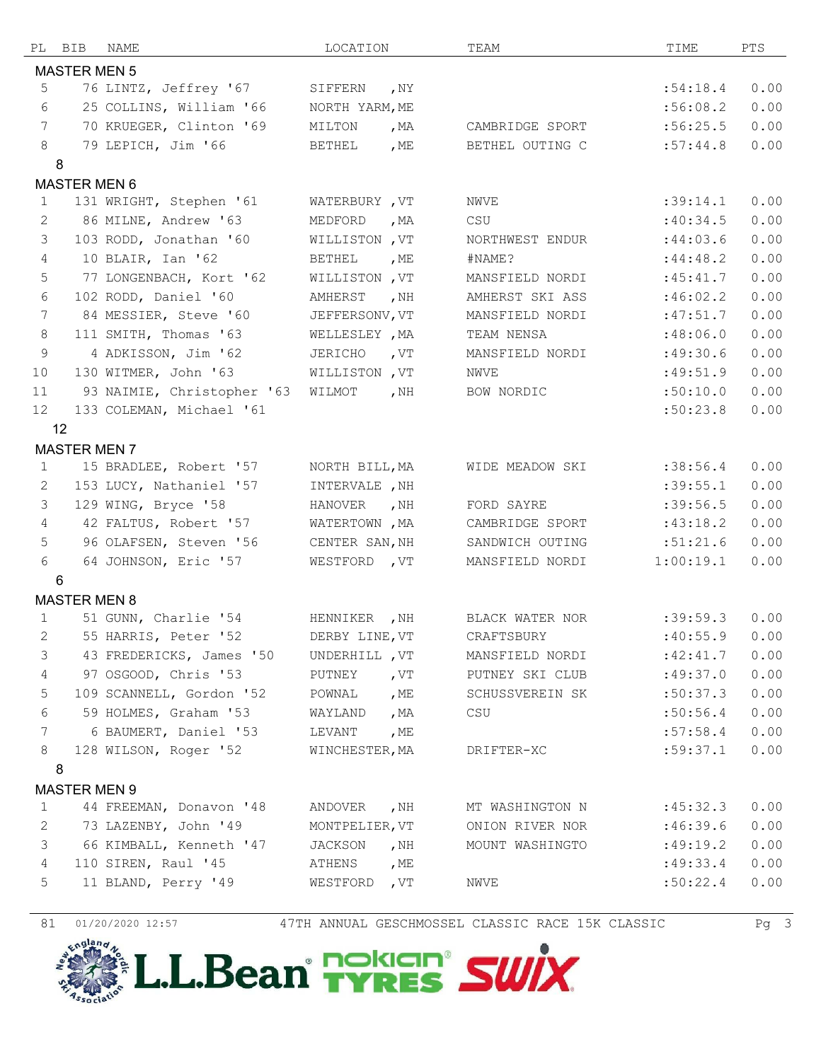| PL | BIB | NAME | LOCATION | TEAM | TIME | PTS |
|---|---|---|---|---|---|---|
| **MASTER MEN 5** | | | | | | |
| 5 | 76 | LINTZ, Jeffrey '67 | SIFFERN , NY | | :54:18.4 | 0.00 |
| 6 | 25 | COLLINS, William '66 | NORTH YARM, ME | | :56:08.2 | 0.00 |
| 7 | 70 | KRUEGER, Clinton '69 | MILTON , MA | CAMBRIDGE SPORT | :56:25.5 | 0.00 |
| 8 | 79 | LEPICH, Jim '66 | BETHEL , ME | BETHEL OUTING C | :57:44.8 | 0.00 |
| 8 | | | | | | |
| **MASTER MEN 6** | | | | | | |
| 1 | 131 | WRIGHT, Stephen '61 | WATERBURY , VT | NWVE | :39:14.1 | 0.00 |
| 2 | 86 | MILNE, Andrew '63 | MEDFORD , MA | CSU | :40:34.5 | 0.00 |
| 3 | 103 | RODD, Jonathan '60 | WILLISTON , VT | NORTHWEST ENDUR | :44:03.6 | 0.00 |
| 4 | 10 | BLAIR, Ian '62 | BETHEL , ME | #NAME? | :44:48.2 | 0.00 |
| 5 | 77 | LONGENBACH, Kort '62 | WILLISTON , VT | MANSFIELD NORDI | :45:41.7 | 0.00 |
| 6 | 102 | RODD, Daniel '60 | AMHERST , NH | AMHERST SKI ASS | :46:02.2 | 0.00 |
| 7 | 84 | MESSIER, Steve '60 | JEFFERSONV, VT | MANSFIELD NORDI | :47:51.7 | 0.00 |
| 8 | 111 | SMITH, Thomas '63 | WELLESLEY , MA | TEAM NENSA | :48:06.0 | 0.00 |
| 9 | 4 | ADKISSON, Jim '62 | JERICHO , VT | MANSFIELD NORDI | :49:30.6 | 0.00 |
| 10 | 130 | WITMER, John '63 | WILLISTON , VT | NWVE | :49:51.9 | 0.00 |
| 11 | 93 | NAIMIE, Christopher '63 | WILMOT , NH | BOW NORDIC | :50:10.0 | 0.00 |
| 12 | 133 | COLEMAN, Michael '61 | | | :50:23.8 | 0.00 |
| 12 | | | | | | |
| **MASTER MEN 7** | | | | | | |
| 1 | 15 | BRADLEE, Robert '57 | NORTH BILL, MA | WIDE MEADOW SKI | :38:56.4 | 0.00 |
| 2 | 153 | LUCY, Nathaniel '57 | INTERVALE , NH | | :39:55.1 | 0.00 |
| 3 | 129 | WING, Bryce '58 | HANOVER , NH | FORD SAYRE | :39:56.5 | 0.00 |
| 4 | 42 | FALTUS, Robert '57 | WATERTOWN , MA | CAMBRIDGE SPORT | :43:18.2 | 0.00 |
| 5 | 96 | OLAFSEN, Steven '56 | CENTER SAN, NH | SANDWICH OUTING | :51:21.6 | 0.00 |
| 6 | 64 | JOHNSON, Eric '57 | WESTFORD , VT | MANSFIELD NORDI | 1:00:19.1 | 0.00 |
| 6 | | | | | | |
| **MASTER MEN 8** | | | | | | |
| 1 | 51 | GUNN, Charlie '54 | HENNIKER , NH | BLACK WATER NOR | :39:59.3 | 0.00 |
| 2 | 55 | HARRIS, Peter '52 | DERBY LINE, VT | CRAFTSBURY | :40:55.9 | 0.00 |
| 3 | 43 | FREDERICKS, James '50 | UNDERHILL , VT | MANSFIELD NORDI | :42:41.7 | 0.00 |
| 4 | 97 | OSGOOD, Chris '53 | PUTNEY , VT | PUTNEY SKI CLUB | :49:37.0 | 0.00 |
| 5 | 109 | SCANNELL, Gordon '52 | POWNAL , ME | SCHUSSVEREIN SK | :50:37.3 | 0.00 |
| 6 | 59 | HOLMES, Graham '53 | WAYLAND , MA | CSU | :50:56.4 | 0.00 |
| 7 | 6 | BAUMERT, Daniel '53 | LEVANT , ME | | :57:58.4 | 0.00 |
| 8 | 128 | WILSON, Roger '52 | WINCHESTER, MA | DRIFTER-XC | :59:37.1 | 0.00 |
| 8 | | | | | | |
| **MASTER MEN 9** | | | | | | |
| 1 | 44 | FREEMAN, Donavon '48 | ANDOVER , NH | MT WASHINGTON N | :45:32.3 | 0.00 |
| 2 | 73 | LAZENBY, John '49 | MONTPELIER, VT | ONION RIVER NOR | :46:39.6 | 0.00 |
| 3 | 66 | KIMBALL, Kenneth '47 | JACKSON , NH | MOUNT WASHINGTO | :49:19.2 | 0.00 |
| 4 | 110 | SIREN, Raul '45 | ATHENS , ME | | :49:33.4 | 0.00 |
| 5 | 11 | BLAND, Perry '49 | WESTFORD , VT | NWVE | :50:22.4 | 0.00 |

81 01/20/2020 12:57 47TH ANNUAL GESCHMOSSEL CLASSIC RACE 15K CLASSIC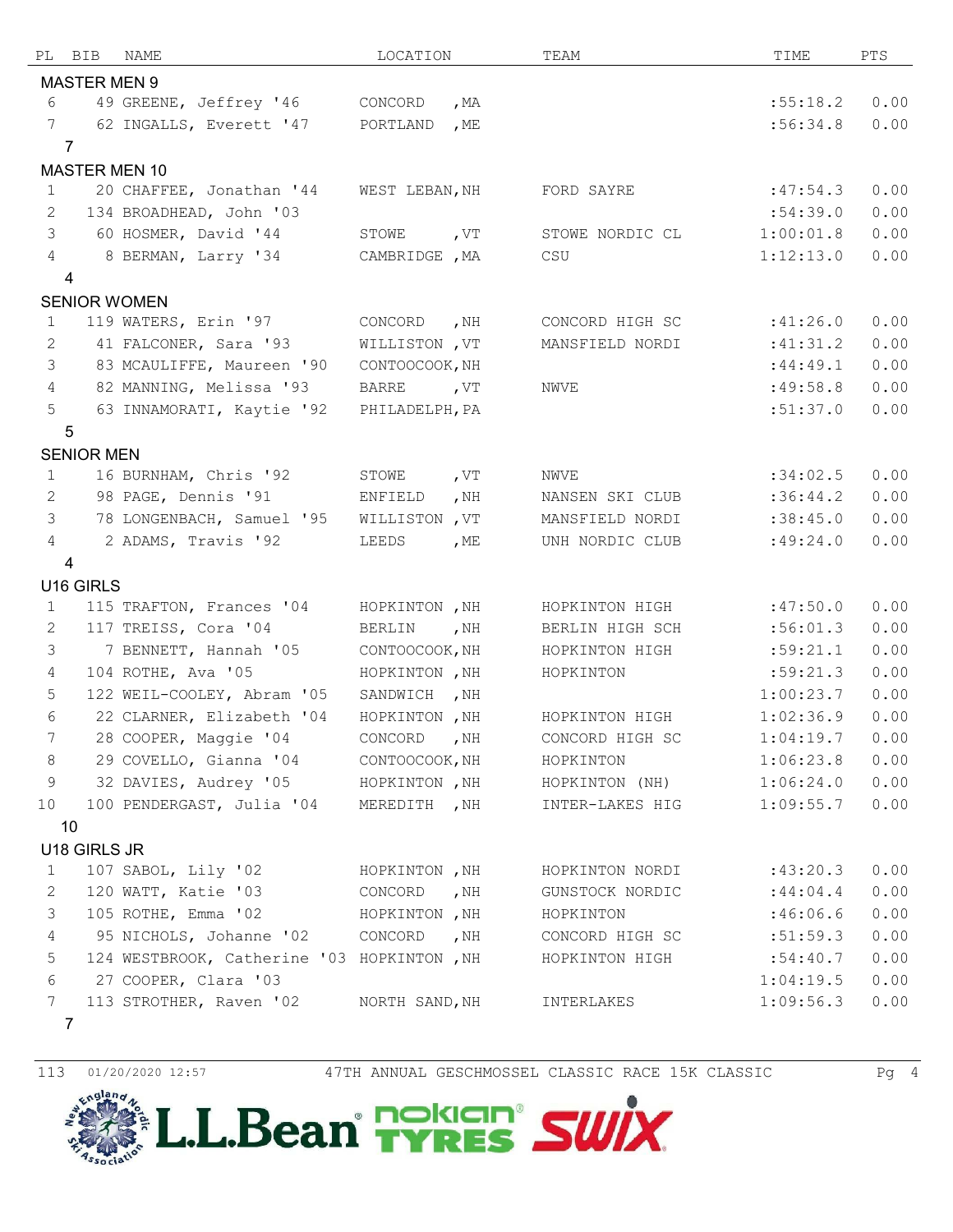| PL | BIB | NAME | LOCATION | TEAM | TIME | PTS |
|---|---|---|---|---|---|---|
| **MASTER MEN 9** | | | | | | |
| 6 | 49 | GREENE, Jeffrey '46 | CONCORD , MA | | :55:18.2 | 0.00 |
| 7 | 62 | INGALLS, Everett '47 | PORTLAND , ME | | :56:34.8 | 0.00 |
| 7 | | | | | | |
| **MASTER MEN 10** | | | | | | |
| 1 | 20 | CHAFFEE, Jonathan '44 | WEST LEBAN, NH | FORD SAYRE | :47:54.3 | 0.00 |
| 2 | 134 | BROADHEAD, John '03 | | | :54:39.0 | 0.00 |
| 3 | 60 | HOSMER, David '44 | STOWE , VT | STOWE NORDIC CL | 1:00:01.8 | 0.00 |
| 4 | 8 | BERMAN, Larry '34 | CAMBRIDGE , MA | CSU | 1:12:13.0 | 0.00 |
| 4 | | | | | | |
| **SENIOR WOMEN** | | | | | | |
| 1 | 119 | WATERS, Erin '97 | CONCORD , NH | CONCORD HIGH SC | :41:26.0 | 0.00 |
| 2 | 41 | FALCONER, Sara '93 | WILLISTON , VT | MANSFIELD NORDI | :41:31.2 | 0.00 |
| 3 | 83 | MCAULIFFE, Maureen '90 | CONTOOCOOK, NH | | :44:49.1 | 0.00 |
| 4 | 82 | MANNING, Melissa '93 | BARRE , VT | NWVE | :49:58.8 | 0.00 |
| 5 | 63 | INNAMORATI, Kaytie '92 | PHILADELPH, PA | | :51:37.0 | 0.00 |
| 5 | | | | | | |
| **SENIOR MEN** | | | | | | |
| 1 | 16 | BURNHAM, Chris '92 | STOWE , VT | NWVE | :34:02.5 | 0.00 |
| 2 | 98 | PAGE, Dennis '91 | ENFIELD , NH | NANSEN SKI CLUB | :36:44.2 | 0.00 |
| 3 | 78 | LONGENBACH, Samuel '95 | WILLISTON , VT | MANSFIELD NORDI | :38:45.0 | 0.00 |
| 4 | 2 | ADAMS, Travis '92 | LEEDS , ME | UNH NORDIC CLUB | :49:24.0 | 0.00 |
| 4 | | | | | | |
| **U16 GIRLS** | | | | | | |
| 1 | 115 | TRAFTON, Frances '04 | HOPKINTON , NH | HOPKINTON HIGH | :47:50.0 | 0.00 |
| 2 | 117 | TREISS, Cora '04 | BERLIN , NH | BERLIN HIGH SCH | :56:01.3 | 0.00 |
| 3 | 7 | BENNETT, Hannah '05 | CONTOOCOOK, NH | HOPKINTON HIGH | :59:21.1 | 0.00 |
| 4 | 104 | ROTHE, Ava '05 | HOPKINTON , NH | HOPKINTON | :59:21.3 | 0.00 |
| 5 | 122 | WEIL-COOLEY, Abram '05 | SANDWICH , NH | | 1:00:23.7 | 0.00 |
| 6 | 22 | CLARNER, Elizabeth '04 | HOPKINTON , NH | HOPKINTON HIGH | 1:02:36.9 | 0.00 |
| 7 | 28 | COOPER, Maggie '04 | CONCORD , NH | CONCORD HIGH SC | 1:04:19.7 | 0.00 |
| 8 | 29 | COVELLO, Gianna '04 | CONTOOCOOK, NH | HOPKINTON | 1:06:23.8 | 0.00 |
| 9 | 32 | DAVIES, Audrey '05 | HOPKINTON , NH | HOPKINTON (NH) | 1:06:24.0 | 0.00 |
| 10 | 100 | PENDERGAST, Julia '04 | MEREDITH , NH | INTER-LAKES HIG | 1:09:55.7 | 0.00 |
| 10 | | | | | | |
| **U18 GIRLS JR** | | | | | | |
| 1 | 107 | SABOL, Lily '02 | HOPKINTON , NH | HOPKINTON NORDI | :43:20.3 | 0.00 |
| 2 | 120 | WATT, Katie '03 | CONCORD , NH | GUNSTOCK NORDIC | :44:04.4 | 0.00 |
| 3 | 105 | ROTHE, Emma '02 | HOPKINTON , NH | HOPKINTON | :46:06.6 | 0.00 |
| 4 | 95 | NICHOLS, Johanne '02 | CONCORD , NH | CONCORD HIGH SC | :51:59.3 | 0.00 |
| 5 | 124 | WESTBROOK, Catherine '03 | HOPKINTON , NH | HOPKINTON HIGH | :54:40.7 | 0.00 |
| 6 | 27 | COOPER, Clara '03 | | | 1:04:19.5 | 0.00 |
| 7 | 113 | STROTHER, Raven '02 | NORTH SAND, NH | INTERLAKES | 1:09:56.3 | 0.00 |
| 7 | | | | | | |

113 01/20/2020 12:57 47TH ANNUAL GESCHMOSSEL CLASSIC RACE 15K CLASSIC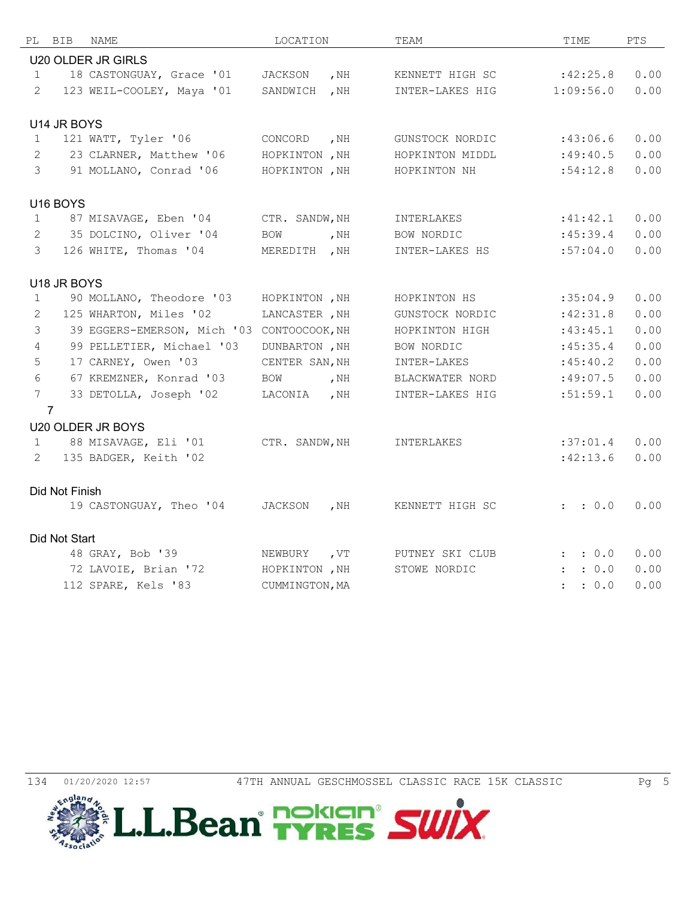| PL | BIB | NAME | LOCATION | TEAM | TIME | PTS |
|---|---|---|---|---|---|---|
| **U20 OLDER JR GIRLS** | | | | | | |
| 1 | 18 | CASTONGUAY, Grace '01 | JACKSON ,NH | KENNETT HIGH SC | :42:25.8 | 0.00 |
| 2 | 123 | WEIL-COOLEY, Maya '01 | SANDWICH ,NH | INTER-LAKES HIG | 1:09:56.0 | 0.00 |
| **U14 JR BOYS** | | | | | | |
| 1 | 121 | WATT, Tyler '06 | CONCORD ,NH | GUNSTOCK NORDIC | :43:06.6 | 0.00 |
| 2 | 23 | CLARNER, Matthew '06 | HOPKINTON ,NH | HOPKINTON MIDDL | :49:40.5 | 0.00 |
| 3 | 91 | MOLLANO, Conrad '06 | HOPKINTON ,NH | HOPKINTON NH | :54:12.8 | 0.00 |
| **U16 BOYS** | | | | | | |
| 1 | 87 | MISAVAGE, Eben '04 | CTR. SANDW,NH | INTERLAKES | :41:42.1 | 0.00 |
| 2 | 35 | DOLCINO, Oliver '04 | BOW ,NH | BOW NORDIC | :45:39.4 | 0.00 |
| 3 | 126 | WHITE, Thomas '04 | MEREDITH ,NH | INTER-LAKES HS | :57:04.0 | 0.00 |
| **U18 JR BOYS** | | | | | | |
| 1 | 90 | MOLLANO, Theodore '03 | HOPKINTON ,NH | HOPKINTON HS | :35:04.9 | 0.00 |
| 2 | 125 | WHARTON, Miles '02 | LANCASTER ,NH | GUNSTOCK NORDIC | :42:31.8 | 0.00 |
| 3 | 39 | EGGERS-EMERSON, Mich '03 | CONTOOCOOK,NH | HOPKINTON HIGH | :43:45.1 | 0.00 |
| 4 | 99 | PELLETIER, Michael '03 | DUNBARTON ,NH | BOW NORDIC | :45:35.4 | 0.00 |
| 5 | 17 | CARNEY, Owen '03 | CENTER SAN,NH | INTER-LAKES | :45:40.2 | 0.00 |
| 6 | 67 | KREMZNER, Konrad '03 | BOW ,NH | BLACKWATER NORD | :49:07.5 | 0.00 |
| 7 | 33 | DETOLLA, Joseph '02 | LACONIA ,NH | INTER-LAKES HIG | :51:59.1 | 0.00 |
| 7 | | | | | | |
| **U20 OLDER JR BOYS** | | | | | | |
| 1 | 88 | MISAVAGE, Eli '01 | CTR. SANDW,NH | INTERLAKES | :37:01.4 | 0.00 |
| 2 | 135 | BADGER, Keith '02 | | | :42:13.6 | 0.00 |
| **Did Not Finish** | | | | | | |
| | 19 | CASTONGUAY, Theo '04 | JACKSON ,NH | KENNETT HIGH SC | : : 0.0 | 0.00 |
| **Did Not Start** | | | | | | |
| | 48 | GRAY, Bob '39 | NEWBURY ,VT | PUTNEY SKI CLUB | : : 0.0 | 0.00 |
| | 72 | LAVOIE, Brian '72 | HOPKINTON ,NH | STOWE NORDIC | : : 0.0 | 0.00 |
| | 112 | SPARE, Kels '83 | CUMMINGTON,MA | | : : 0.0 | 0.00 |